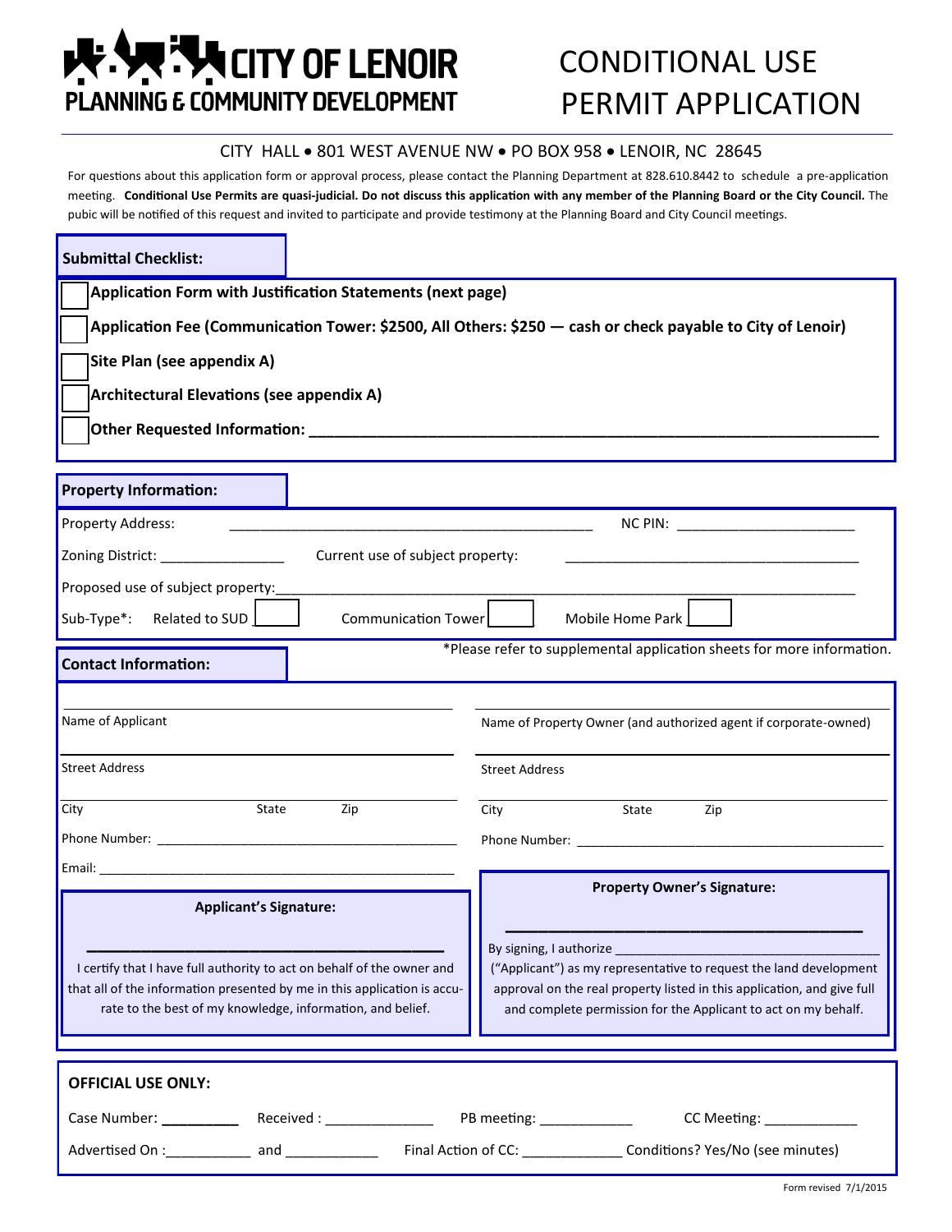# CITY OF LENOIR
## PLANNING & COMMUNITY DEVELOPMENT

# CONDITIONAL USE PERMIT APPLICATION

CITY HALL • 801 WEST AVENUE NW • PO BOX 958 • LENOIR, NC 28645

For questions about this application form or approval process, please contact the Planning Department at 828.610.8442 to schedule a pre-application meeting. **Conditional Use Permits are quasi-judicial. Do not discuss this application with any member of the Planning Board or the City Council.** The pubic will be notified of this request and invited to participate and provide testimony at the Planning Board and City Council meetings.

### Submittal Checklist:

- [ ] **Application Form with Justification Statements (next page)**
- [ ] **Application Fee (Communication Tower: $2500, All Others: $250 — cash or check payable to City of Lenoir)**
- [ ] **Site Plan (see appendix A)**
- [ ] **Architectural Elevations (see appendix A)**
- [ ] **Other Requested Information: ______________________________**

### Property Information:

Property Address: ______________________________ NC PIN: ____________________

Zoning District: ______________ Current use of subject property: ______________________________

Proposed use of subject property: ______________________________

Sub-Type*: Related to SUD [ ] Communication Tower [ ] Mobile Home Park [ ]

*Please refer to supplemental application sheets for more information.

### Contact Information:

| Applicant | Property Owner |
|---|---|
| Name of Applicant | Name of Property Owner (and authorized agent if corporate-owned) |
| Street Address | Street Address |
| City State Zip | City State Zip |
| Phone Number: ______________________ | Phone Number: ______________________ |
| Email: ______________________ | |

**Applicant's Signature:**

______________________________

I certify that I have full authority to act on behalf of the owner and that all of the information presented by me in this application is accurate to the best of my knowledge, information, and belief.

**Property Owner's Signature:**

______________________________

By signing, I authorize ______________________ ("Applicant") as my representative to request the land development approval on the real property listed in this application, and give full and complete permission for the Applicant to act on my behalf.

### OFFICIAL USE ONLY:

Case Number: ________ Received : ____________ PB meeting: ___________ CC Meeting: ___________

Advertised On :__________ and ___________ Final Action of CC: ____________ Conditions? Yes/No (see minutes)

Form revised 7/1/2015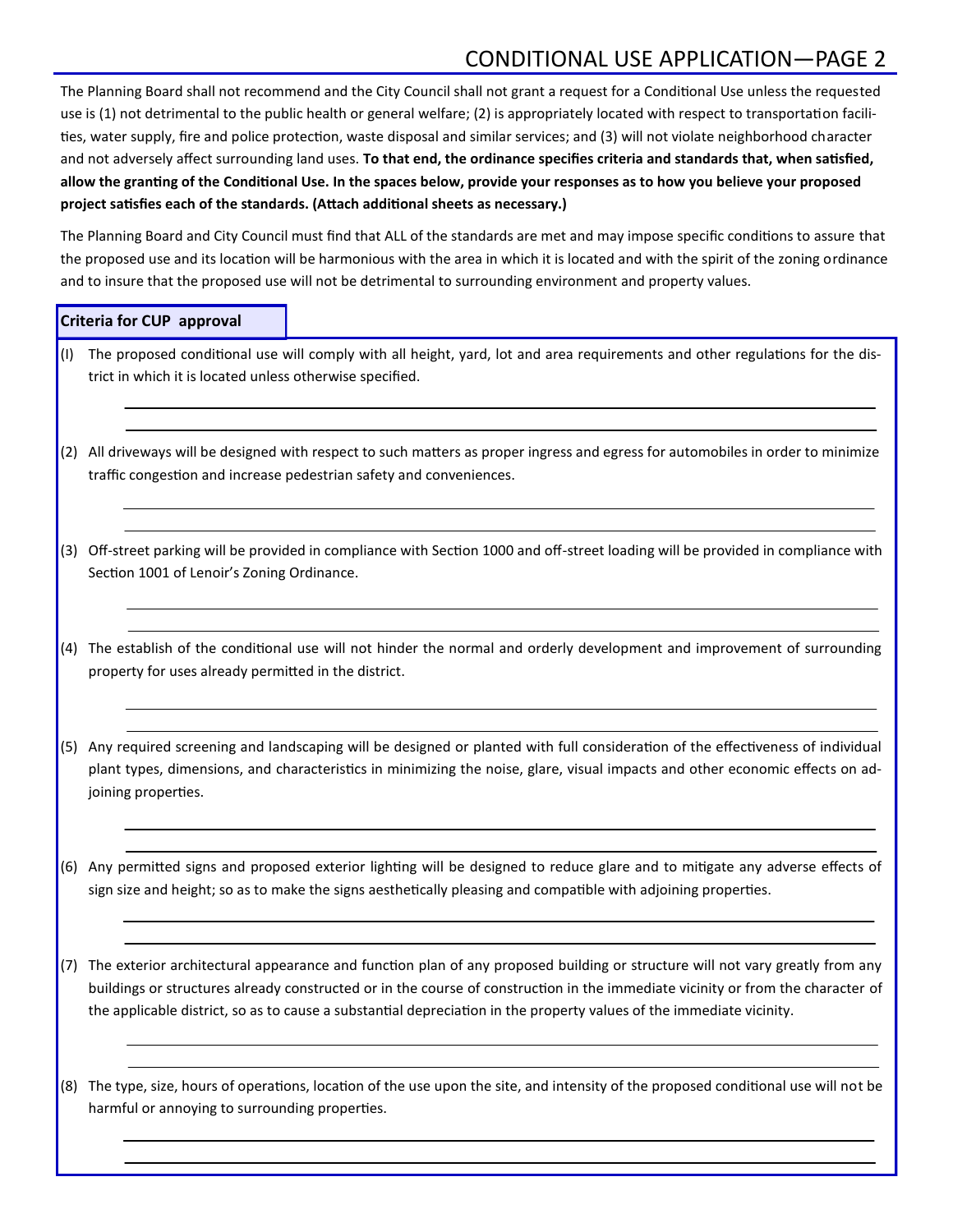# CONDITIONAL USE APPLICATION—PAGE 2

The Planning Board shall not recommend and the City Council shall not grant a request for a Conditional Use unless the requested use is (1) not detrimental to the public health or general welfare; (2) is appropriately located with respect to transportation facilities, water supply, fire and police protection, waste disposal and similar services; and (3) will not violate neighborhood character and not adversely affect surrounding land uses. **To that end, the ordinance specifies criteria and standards that, when satisfied, allow the granting of the Conditional Use. In the spaces below, provide your responses as to how you believe your proposed project satisfies each of the standards. (Attach additional sheets as necessary.)**

The Planning Board and City Council must find that ALL of the standards are met and may impose specific conditions to assure that the proposed use and its location will be harmonious with the area in which it is located and with the spirit of the zoning ordinance and to insure that the proposed use will not be detrimental to surrounding environment and property values.

## Criteria for CUP approval

(I) The proposed conditional use will comply with all height, yard, lot and area requirements and other regulations for the district in which it is located unless otherwise specified.

\_\_\_\_\_\_\_\_\_\_\_\_\_\_\_\_\_\_\_\_\_\_\_\_\_\_\_\_\_\_\_\_\_\_\_\_\_\_\_\_\_\_\_\_\_\_\_\_\_\_\_\_\_\_\_\_\_\_\_\_\_\_\_\_\_\_\_\_\_\_\_\_\_\_\_\_

\_\_\_\_\_\_\_\_\_\_\_\_\_\_\_\_\_\_\_\_\_\_\_\_\_\_\_\_\_\_\_\_\_\_\_\_\_\_\_\_\_\_\_\_\_\_\_\_\_\_\_\_\_\_\_\_\_\_\_\_\_\_\_\_\_\_\_\_\_\_\_\_\_\_\_\_

(2) All driveways will be designed with respect to such matters as proper ingress and egress for automobiles in order to minimize traffic congestion and increase pedestrian safety and conveniences.

\_\_\_\_\_\_\_\_\_\_\_\_\_\_\_\_\_\_\_\_\_\_\_\_\_\_\_\_\_\_\_\_\_\_\_\_\_\_\_\_\_\_\_\_\_\_\_\_\_\_\_\_\_\_\_\_\_\_\_\_\_\_\_\_\_\_\_\_\_\_\_\_\_\_\_\_

\_\_\_\_\_\_\_\_\_\_\_\_\_\_\_\_\_\_\_\_\_\_\_\_\_\_\_\_\_\_\_\_\_\_\_\_\_\_\_\_\_\_\_\_\_\_\_\_\_\_\_\_\_\_\_\_\_\_\_\_\_\_\_\_\_\_\_\_\_\_\_\_\_\_\_\_

(3) Off-street parking will be provided in compliance with Section 1000 and off-street loading will be provided in compliance with Section 1001 of Lenoir's Zoning Ordinance.

\_\_\_\_\_\_\_\_\_\_\_\_\_\_\_\_\_\_\_\_\_\_\_\_\_\_\_\_\_\_\_\_\_\_\_\_\_\_\_\_\_\_\_\_\_\_\_\_\_\_\_\_\_\_\_\_\_\_\_\_\_\_\_\_\_\_\_\_\_\_\_\_\_\_\_\_

\_\_\_\_\_\_\_\_\_\_\_\_\_\_\_\_\_\_\_\_\_\_\_\_\_\_\_\_\_\_\_\_\_\_\_\_\_\_\_\_\_\_\_\_\_\_\_\_\_\_\_\_\_\_\_\_\_\_\_\_\_\_\_\_\_\_\_\_\_\_\_\_\_\_\_\_

(4) The establish of the conditional use will not hinder the normal and orderly development and improvement of surrounding property for uses already permitted in the district.

\_\_\_\_\_\_\_\_\_\_\_\_\_\_\_\_\_\_\_\_\_\_\_\_\_\_\_\_\_\_\_\_\_\_\_\_\_\_\_\_\_\_\_\_\_\_\_\_\_\_\_\_\_\_\_\_\_\_\_\_\_\_\_\_\_\_\_\_\_\_\_\_\_\_\_\_

\_\_\_\_\_\_\_\_\_\_\_\_\_\_\_\_\_\_\_\_\_\_\_\_\_\_\_\_\_\_\_\_\_\_\_\_\_\_\_\_\_\_\_\_\_\_\_\_\_\_\_\_\_\_\_\_\_\_\_\_\_\_\_\_\_\_\_\_\_\_\_\_\_\_\_\_

(5) Any required screening and landscaping will be designed or planted with full consideration of the effectiveness of individual plant types, dimensions, and characteristics in minimizing the noise, glare, visual impacts and other economic effects on adjoining properties.

\_\_\_\_\_\_\_\_\_\_\_\_\_\_\_\_\_\_\_\_\_\_\_\_\_\_\_\_\_\_\_\_\_\_\_\_\_\_\_\_\_\_\_\_\_\_\_\_\_\_\_\_\_\_\_\_\_\_\_\_\_\_\_\_\_\_\_\_\_\_\_\_\_\_\_\_

\_\_\_\_\_\_\_\_\_\_\_\_\_\_\_\_\_\_\_\_\_\_\_\_\_\_\_\_\_\_\_\_\_\_\_\_\_\_\_\_\_\_\_\_\_\_\_\_\_\_\_\_\_\_\_\_\_\_\_\_\_\_\_\_\_\_\_\_\_\_\_\_\_\_\_\_

(6) Any permitted signs and proposed exterior lighting will be designed to reduce glare and to mitigate any adverse effects of sign size and height; so as to make the signs aesthetically pleasing and compatible with adjoining properties.

\_\_\_\_\_\_\_\_\_\_\_\_\_\_\_\_\_\_\_\_\_\_\_\_\_\_\_\_\_\_\_\_\_\_\_\_\_\_\_\_\_\_\_\_\_\_\_\_\_\_\_\_\_\_\_\_\_\_\_\_\_\_\_\_\_\_\_\_\_\_\_\_\_\_\_\_

\_\_\_\_\_\_\_\_\_\_\_\_\_\_\_\_\_\_\_\_\_\_\_\_\_\_\_\_\_\_\_\_\_\_\_\_\_\_\_\_\_\_\_\_\_\_\_\_\_\_\_\_\_\_\_\_\_\_\_\_\_\_\_\_\_\_\_\_\_\_\_\_\_\_\_\_

(7) The exterior architectural appearance and function plan of any proposed building or structure will not vary greatly from any buildings or structures already constructed or in the course of construction in the immediate vicinity or from the character of the applicable district, so as to cause a substantial depreciation in the property values of the immediate vicinity.

\_\_\_\_\_\_\_\_\_\_\_\_\_\_\_\_\_\_\_\_\_\_\_\_\_\_\_\_\_\_\_\_\_\_\_\_\_\_\_\_\_\_\_\_\_\_\_\_\_\_\_\_\_\_\_\_\_\_\_\_\_\_\_\_\_\_\_\_\_\_\_\_\_\_\_\_

\_\_\_\_\_\_\_\_\_\_\_\_\_\_\_\_\_\_\_\_\_\_\_\_\_\_\_\_\_\_\_\_\_\_\_\_\_\_\_\_\_\_\_\_\_\_\_\_\_\_\_\_\_\_\_\_\_\_\_\_\_\_\_\_\_\_\_\_\_\_\_\_\_\_\_\_

(8) The type, size, hours of operations, location of the use upon the site, and intensity of the proposed conditional use will not be harmful or annoying to surrounding properties.

\_\_\_\_\_\_\_\_\_\_\_\_\_\_\_\_\_\_\_\_\_\_\_\_\_\_\_\_\_\_\_\_\_\_\_\_\_\_\_\_\_\_\_\_\_\_\_\_\_\_\_\_\_\_\_\_\_\_\_\_\_\_\_\_\_\_\_\_\_\_\_\_\_\_\_\_

\_\_\_\_\_\_\_\_\_\_\_\_\_\_\_\_\_\_\_\_\_\_\_\_\_\_\_\_\_\_\_\_\_\_\_\_\_\_\_\_\_\_\_\_\_\_\_\_\_\_\_\_\_\_\_\_\_\_\_\_\_\_\_\_\_\_\_\_\_\_\_\_\_\_\_\_